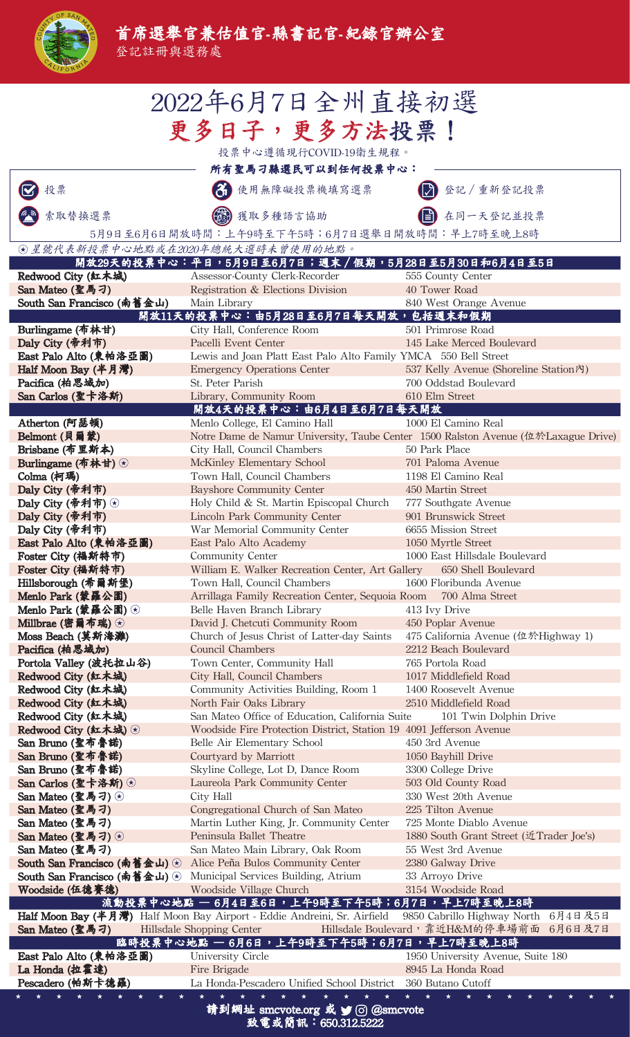# 首席選舉官兼估值官-縣書記官-紀錄官辦公室

登記註冊與選務處

## 2022年6月7日全州直接初選

## 更多日子，更多方法投票！

投票中心遵循現行COVID-19衛生規程。

**所有聖馬刁縣選民可以到任何投票中心：**

- 投票
- 使用無障礙投票機填寫選票
- 登記／重新登記投票
- 索取替換選票
- 獲取多種語言協助
- 在同一天登記並投票

5月9日至6月6日開放時間：上午9時至下午5時；6月7日選舉日開放時間：早上7時至晚上8時

*⍟ 星號代表新投票中心地點或在2020年總統大選時未曾使用的地點。*

| 城市 | 地點 | 地址 |
| --- | --- | --- |
| **開放29天的投票中心：平日，5月9日至6月7日；週末／假期，5月28日至5月30日和6月4日至5日** | | |
| **Redwood City (紅木城)** | Assessor-County Clerk-Recorder | 555 County Center |
| **San Mateo (聖馬刁)** | Registration & Elections Division | 40 Tower Road |
| **South San Francisco (南舊金山)** | Main Library | 840 West Orange Avenue |
| **開放11天的投票中心：由5月28日至6月7日每天開放，包括週末和假期** | | |
| **Burlingame (布林甘)** | City Hall, Conference Room | 501 Primrose Road |
| **Daly City (帝利市)** | Pacelli Event Center | 145 Lake Merced Boulevard |
| **East Palo Alto (東帕洛亞圖)** | Lewis and Joan Platt East Palo Alto Family YMCA | 550 Bell Street |
| **Half Moon Bay (半月灣)** | Emergency Operations Center | 537 Kelly Avenue (Shoreline Station內) |
| **Pacifica (柏思域加)** | St. Peter Parish | 700 Oddstad Boulevard |
| **San Carlos (聖卡洛斯)** | Library, Community Room | 610 Elm Street |
| **開放4天的投票中心：由6月4日至6月7日每天開放** | | |
| **Atherton (阿瑟頓)** | Menlo College, El Camino Hall | 1000 El Camino Real |
| **Belmont (貝爾蒙)** | Notre Dame de Namur University, Taube Center | 1500 Ralston Avenue (位於Laxague Drive) |
| **Brisbane (布里斯本)** | City Hall, Council Chambers | 50 Park Place |
| **Burlingame (布林甘) ⍟** | McKinley Elementary School | 701 Paloma Avenue |
| **Colma (柯瑪)** | Town Hall, Council Chambers | 1198 El Camino Real |
| **Daly City (帝利市)** | Bayshore Community Center | 450 Martin Street |
| **Daly City (帝利市) ⍟** | Holy Child & St. Martin Episcopal Church | 777 Southgate Avenue |
| **Daly City (帝利市)** | Lincoln Park Community Center | 901 Brunswick Street |
| **Daly City (帝利市)** | War Memorial Community Center | 6655 Mission Street |
| **East Palo Alto (東帕洛亞圖)** | East Palo Alto Academy | 1050 Myrtle Street |
| **Foster City (福斯特市)** | Community Center | 1000 East Hillsdale Boulevard |
| **Foster City (福斯特市)** | William E. Walker Recreation Center, Art Gallery | 650 Shell Boulevard |
| **Hillsborough (希爾斯堡)** | Town Hall, Council Chambers | 1600 Floribunda Avenue |
| **Menlo Park (蒙羅公園)** | Arrillaga Family Recreation Center, Sequoia Room | 700 Alma Street |
| **Menlo Park (蒙羅公園) ⍟** | Belle Haven Branch Library | 413 Ivy Drive |
| **Millbrae (密爾布瑞) ⍟** | David J. Chetcuti Community Room | 450 Poplar Avenue |
| **Moss Beach (莫斯海灘)** | Church of Jesus Christ of Latter-day Saints | 475 California Avenue (位於Highway 1) |
| **Pacifica (柏思域加)** | Council Chambers | 2212 Beach Boulevard |
| **Portola Valley (波托拉山谷)** | Town Center, Community Hall | 765 Portola Road |
| **Redwood City (紅木城)** | City Hall, Council Chambers | 1017 Middlefield Road |
| **Redwood City (紅木城)** | Community Activities Building, Room 1 | 1400 Roosevelt Avenue |
| **Redwood City (紅木城)** | North Fair Oaks Library | 2510 Middlefield Road |
| **Redwood City (紅木城)** | San Mateo Office of Education, California Suite | 101 Twin Dolphin Drive |
| **Redwood City (紅木城) ⍟** | Woodside Fire Protection District, Station 19 | 4091 Jefferson Avenue |
| **San Bruno (聖布魯諾)** | Belle Air Elementary School | 450 3rd Avenue |
| **San Bruno (聖布魯諾)** | Courtyard by Marriott | 1050 Bayhill Drive |
| **San Bruno (聖布魯諾)** | Skyline College, Lot D, Dance Room | 3300 College Drive |
| **San Carlos (聖卡洛斯) ⍟** | Laureola Park Community Center | 503 Old County Road |
| **San Mateo (聖馬刁) ⍟** | City Hall | 330 West 20th Avenue |
| **San Mateo (聖馬刁)** | Congregational Church of San Mateo | 225 Tilton Avenue |
| **San Mateo (聖馬刁)** | Martin Luther King, Jr. Community Center | 725 Monte Diablo Avenue |
| **San Mateo (聖馬刁) ⍟** | Peninsula Ballet Theatre | 1880 South Grant Street (近Trader Joe's) |
| **San Mateo (聖馬刁)** | San Mateo Main Library, Oak Room | 55 West 3rd Avenue |
| **South San Francisco (南舊金山) ⍟** | Alice Peña Bulos Community Center | 2380 Galway Drive |
| **South San Francisco (南舊金山) ⍟** | Municipal Services Building, Atrium | 33 Arroyo Drive |
| **Woodside (伍德賽德)** | Woodside Village Church | 3154 Woodside Road |
| **流動投票中心地點 — 6月4日至6日，上午9時至下午5時；6月7日，早上7時至晚上8時** | | |
| **Half Moon Bay (半月灣)** | Half Moon Bay Airport - Eddie Andreini, Sr. Airfield | 9850 Cabrillo Highway North 6月4日及5日 |
| **San Mateo (聖馬刁)** | Hillsdale Shopping Center | Hillsdale Boulevard，靠近H&M的停車場前面 6月6日及7日 |
| **臨時投票中心地點 — 6月6日，上午9時至下午5時；6月7日，早上7時至晚上8時** | | |
| **East Palo Alto (東帕洛亞圖)** | University Circle | 1950 University Avenue, Suite 180 |
| **La Honda (拉霍達)** | Fire Brigade | 8945 La Honda Road |
| **Pescadero (帕斯卡德羅)** | La Honda-Pescadero Unified School District | 360 Butano Cutoff |

**請到網址 smcvote.org 或 @smcvote**

**致電或簡訊：650.312.5222**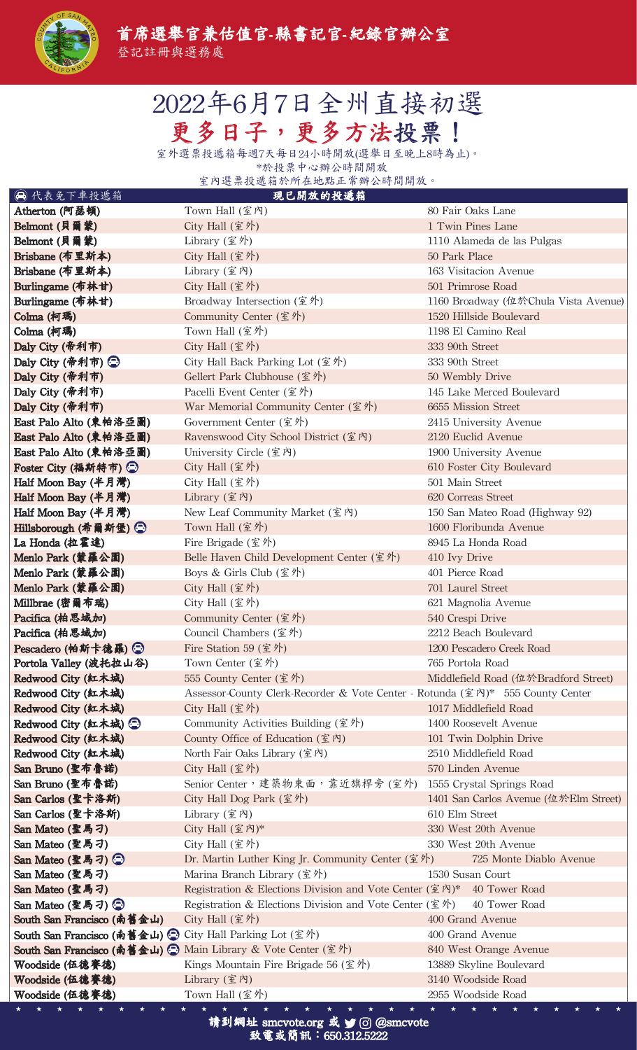首席選舉官兼估值官-縣書記官-紀錄官辦公室
登記註冊與選務處

# 2022年6月7日全州直接初選

## 更多日子，更多方法投票！

室外選票投遞箱每週7天每日24小時開放(選舉日至晚上8時為止)。
*於投票中心辦公時間開放
室內選票投遞箱於所在地點正常辦公時間開放。

| 🚗 代表免下車投遞箱 | 現已開放的投遞箱 | |
|---|---|---|
| Atherton (阿瑟頓) | Town Hall (室內) | 80 Fair Oaks Lane |
| Belmont (貝爾蒙) | City Hall (室外) | 1 Twin Pines Lane |
| Belmont (貝爾蒙) | Library (室外) | 1110 Alameda de las Pulgas |
| Brisbane (布里斯本) | City Hall (室外) | 50 Park Place |
| Brisbane (布里斯本) | Library (室內) | 163 Visitacion Avenue |
| Burlingame (布林甘) | City Hall (室外) | 501 Primrose Road |
| Burlingame (布林甘) | Broadway Intersection (室外) | 1160 Broadway (位於Chula Vista Avenue) |
| Colma (柯瑪) | Community Center (室外) | 1520 Hillside Boulevard |
| Colma (柯瑪) | Town Hall (室外) | 1198 El Camino Real |
| Daly City (帝利市) | City Hall (室外) | 333 90th Street |
| Daly City (帝利市) 🚗 | City Hall Back Parking Lot (室外) | 333 90th Street |
| Daly City (帝利市) | Gellert Park Clubhouse (室外) | 50 Wembly Drive |
| Daly City (帝利市) | Pacelli Event Center (室外) | 145 Lake Merced Boulevard |
| Daly City (帝利市) | War Memorial Community Center (室外) | 6655 Mission Street |
| East Palo Alto (東帕洛亞圖) | Government Center (室外) | 2415 University Avenue |
| East Palo Alto (東帕洛亞圖) | Ravenswood City School District (室內) | 2120 Euclid Avenue |
| East Palo Alto (東帕洛亞圖) | University Circle (室內) | 1900 University Avenue |
| Foster City (福斯特市) 🚗 | City Hall (室外) | 610 Foster City Boulevard |
| Half Moon Bay (半月灣) | City Hall (室外) | 501 Main Street |
| Half Moon Bay (半月灣) | Library (室內) | 620 Correas Street |
| Half Moon Bay (半月灣) | New Leaf Community Market (室內) | 150 San Mateo Road (Highway 92) |
| Hillsborough (希爾斯堡) 🚗 | Town Hall (室外) | 1600 Floribunda Avenue |
| La Honda (拉霍達) | Fire Brigade (室外) | 8945 La Honda Road |
| Menlo Park (蒙羅公園) | Belle Haven Child Development Center (室外) | 410 Ivy Drive |
| Menlo Park (蒙羅公園) | Boys & Girls Club (室外) | 401 Pierce Road |
| Menlo Park (蒙羅公園) | City Hall (室外) | 701 Laurel Street |
| Millbrae (密爾布瑞) | City Hall (室外) | 621 Magnolia Avenue |
| Pacifica (柏思域加) | Community Center (室外) | 540 Crespi Drive |
| Pacifica (柏思域加) | Council Chambers (室外) | 2212 Beach Boulevard |
| Pescadero (帕斯卡德羅) 🚗 | Fire Station 59 (室外) | 1200 Pescadero Creek Road |
| Portola Valley (波托拉山谷) | Town Center (室外) | 765 Portola Road |
| Redwood City (紅木城) | 555 County Center (室外) | Middlefield Road (位於Bradford Street) |
| Redwood City (紅木城) | Assessor-County Clerk-Recorder & Vote Center - Rotunda (室內)* | 555 County Center |
| Redwood City (紅木城) | City Hall (室外) | 1017 Middlefield Road |
| Redwood City (紅木城) 🚗 | Community Activities Building (室外) | 1400 Roosevelt Avenue |
| Redwood City (紅木城) | County Office of Education (室內) | 101 Twin Dolphin Drive |
| Redwood City (紅木城) | North Fair Oaks Library (室內) | 2510 Middlefield Road |
| San Bruno (聖布魯諾) | City Hall (室外) | 570 Linden Avenue |
| San Bruno (聖布魯諾) | Senior Center，建築物東面，靠近旗桿旁 (室外) | 1555 Crystal Springs Road |
| San Carlos (聖卡洛斯) | City Hall Dog Park (室外) | 1401 San Carlos Avenue (位於Elm Street) |
| San Carlos (聖卡洛斯) | Library (室內) | 610 Elm Street |
| San Mateo (聖馬刁) | City Hall (室內)* | 330 West 20th Avenue |
| San Mateo (聖馬刁) | City Hall (室外) | 330 West 20th Avenue |
| San Mateo (聖馬刁) 🚗 | Dr. Martin Luther King Jr. Community Center (室外) | 725 Monte Diablo Avenue |
| San Mateo (聖馬刁) | Marina Branch Library (室外) | 1530 Susan Court |
| San Mateo (聖馬刁) | Registration & Elections Division and Vote Center (室內)* | 40 Tower Road |
| San Mateo (聖馬刁) 🚗 | Registration & Elections Division and Vote Center (室外) | 40 Tower Road |
| South San Francisco (南舊金山) | City Hall (室外) | 400 Grand Avenue |
| South San Francisco (南舊金山) 🚗 | City Hall Parking Lot (室外) | 400 Grand Avenue |
| South San Francisco (南舊金山) 🚗 | Main Library & Vote Center (室外) | 840 West Orange Avenue |
| Woodside (伍德賽德) | Kings Mountain Fire Brigade 56 (室外) | 13889 Skyline Boulevard |
| Woodside (伍德賽德) | Library (室內) | 3140 Woodside Road |
| Woodside (伍德賽德) | Town Hall (室外) | 2955 Woodside Road |

請到網址 smcvote.org 或 @smcvote
致電或簡訊：650.312.5222